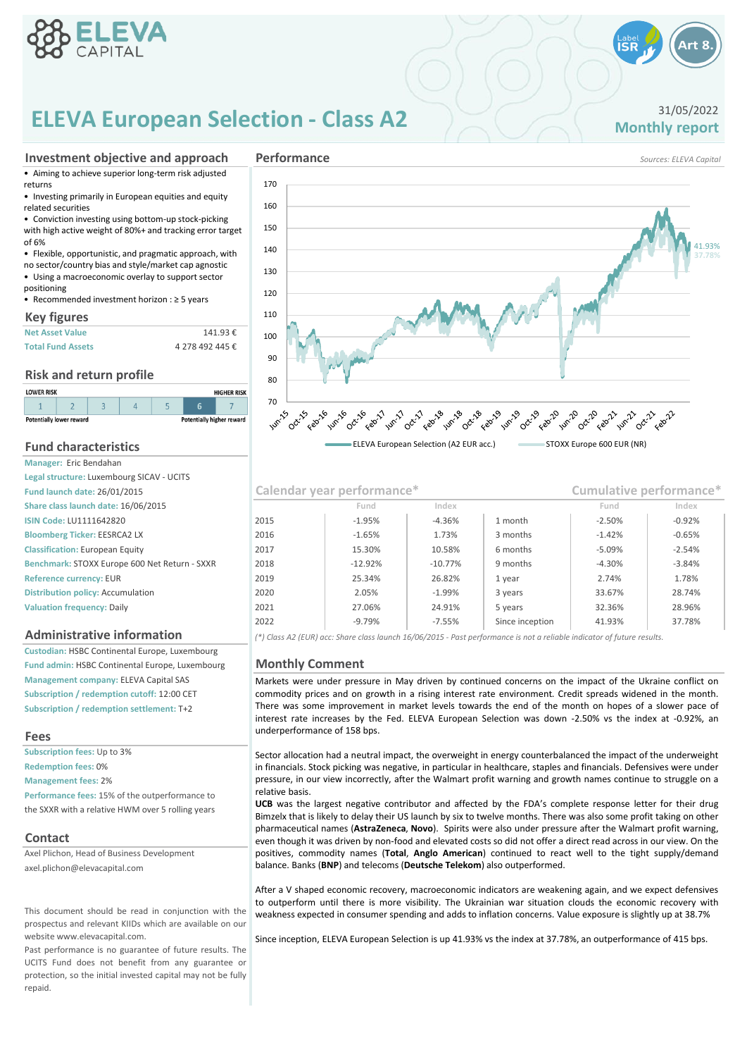# ELEVA European Selection - Class A2

31/05/2022

**Monthly report**

## Investment objective and approach

- Aiming to achieve superior long-term risk adjusted returns
- Investing primarily in European equities and equity related securities
- Conviction investing using bottom-up stock-picking with high active weight of 80%+ and tracking error target of 6%
- Flexible, opportunistic, and pragmatic approach, with no sector/country bias and style/market cap agnostic
- Using a macroeconomic overlay to support sector positioning
- Recommended investment horizon : ≥ 5 years

## Key figures

| | |
|---|---|
| Net Asset Value | 141.93 € |
| Total Fund Assets | 4 278 492 445 € |

## Risk and return profile

LOWER RISK — HIGHER RISK

| 1 | 2 | 3 | 4 | 5 | **6** | 7 |
|---|---|---|---|---|---|---|

Potentially lower reward — Potentially higher reward

## Fund characteristics

**Manager:** Eric Bendahan
**Legal structure:** Luxembourg SICAV - UCITS
**Fund launch date:** 26/01/2015
**Share class launch date:** 16/06/2015
**ISIN Code:** LU1111642820
**Bloomberg Ticker:** EESRCA2 LX
**Classification:** European Equity
**Benchmark:** STOXX Europe 600 Net Return - SXXR
**Reference currency:** EUR
**Distribution policy:** Accumulation
**Valuation frequency:** Daily

## Administrative information

**Custodian:** HSBC Continental Europe, Luxembourg
**Fund admin:** HSBC Continental Europe, Luxembourg
**Management company:** ELEVA Capital SAS
**Subscription / redemption cutoff:** 12:00 CET
**Subscription / redemption settlement:** T+2

## Fees

**Subscription fees:** Up to 3%
**Redemption fees:** 0%
**Management fees:** 2%
**Performance fees:** 15% of the outperformance to the SXXR with a relative HWM over 5 rolling years

## Contact

Axel Plichon, Head of Business Development
axel.plichon@elevacapital.com

This document should be read in conjunction with the prospectus and relevant KIIDs which are available on our website www.elevacapital.com.
Past performance is no guarantee of future results. The UCITS Fund does not benefit from any guarantee or protection, so the initial invested capital may not be fully repaid.

## Performance

*Sources: ELEVA Capital*

ELEVA European Selection (A2 EUR acc.): 41.93% — STOXX Europe 600 EUR (NR): 37.78%

| Calendar year performance* | Fund | Index | Cumulative performance* | Fund | Index |
|---|---|---|---|---|---|
| 2015 | -1.95% | -4.36% | 1 month | -2.50% | -0.92% |
| 2016 | -1.65% | 1.73% | 3 months | -1.42% | -0.65% |
| 2017 | 15.30% | 10.58% | 6 months | -5.09% | -2.54% |
| 2018 | -12.92% | -10.77% | 9 months | -4.30% | -3.84% |
| 2019 | 25.34% | 26.82% | 1 year | 2.74% | 1.78% |
| 2020 | 2.05% | -1.99% | 3 years | 33.67% | 28.74% |
| 2021 | 27.06% | 24.91% | 5 years | 32.36% | 28.96% |
| 2022 | -9.79% | -7.55% | Since inception | 41.93% | 37.78% |

*(\*) Class A2 (EUR) acc: Share class launch 16/06/2015 - Past performance is not a reliable indicator of future results.*

## Monthly Comment

Markets were under pressure in May driven by continued concerns on the impact of the Ukraine conflict on commodity prices and on growth in a rising interest rate environment. Credit spreads widened in the month. There was some improvement in market levels towards the end of the month on hopes of a slower pace of interest rate increases by the Fed. ELEVA European Selection was down -2.50% vs the index at -0.92%, an underperformance of 158 bps.

Sector allocation had a neutral impact, the overweight in energy counterbalanced the impact of the underweight in financials. Stock picking was negative, in particular in healthcare, staples and financials. Defensives were under pressure, in our view incorrectly, after the Walmart profit warning and growth names continue to struggle on a relative basis.

**UCB** was the largest negative contributor and affected by the FDA's complete response letter for their drug Bimzelx that is likely to delay their US launch by six to twelve months. There was also some profit taking on other pharmaceutical names (**AstraZeneca**, **Novo**). Spirits were also under pressure after the Walmart profit warning, even though it was driven by non-food and elevated costs so did not offer a direct read across in our view. On the positives, commodity names (**Total**, **Anglo American**) continued to react well to the tight supply/demand balance. Banks (**BNP**) and telecoms (**Deutsche Telekom**) also outperformed.

After a V shaped economic recovery, macroeconomic indicators are weakening again, and we expect defensives to outperform until there is more visibility. The Ukrainian war situation clouds the economic recovery with weakness expected in consumer spending and adds to inflation concerns. Value exposure is slightly up at 38.7%

Since inception, ELEVA European Selection is up 41.93% vs the index at 37.78%, an outperformance of 415 bps.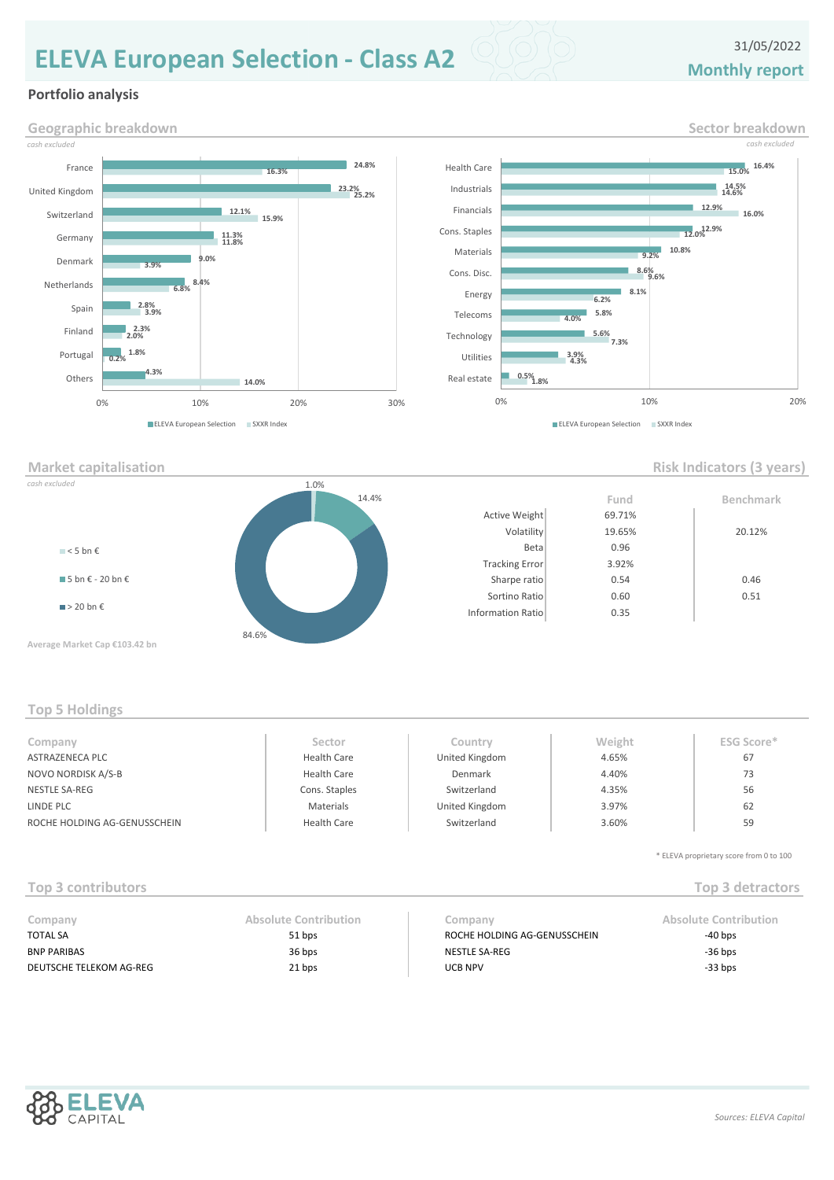# ELEVA European Selection - Class A2

31/05/2022

**Monthly report**

## Portfolio analysis

### Geographic breakdown

*cash excluded*

| Country | ELEVA European Selection | SXXR Index |
|---|---|---|
| France | 24.8% | 16.3% |
| United Kingdom | 23.2% | 25.2% |
| Switzerland | 12.1% | 15.9% |
| Germany | 11.3% | 11.8% |
| Denmark | 9.0% | 3.9% |
| Netherlands | 8.4% | 6.8% |
| Spain | 2.8% | 3.9% |
| Finland | 2.3% | 2.0% |
| Portugal | 1.8% | 0.2% |
| Others | 4.3% | 14.0% |

### Sector breakdown

*cash excluded*

| Sector | ELEVA European Selection | SXXR Index |
|---|---|---|
| Health Care | 16.4% | 15.0% |
| Industrials | 14.5% | 14.6% |
| Financials | 12.9% | 16.0% |
| Cons. Staples | 12.9% | 12.0% |
| Materials | 10.8% | 9.2% |
| Cons. Disc. | 8.6% | 9.6% |
| Energy | 8.1% | 6.2% |
| Telecoms | 5.8% | 4.0% |
| Technology | 5.6% | 7.3% |
| Utilities | 3.9% | 4.3% |
| Real estate | 0.5% | 1.8% |

### Market capitalisation

*cash excluded*

| Market cap | Weight |
|---|---|
| < 5 bn € | 1.0% |
| 5 bn € - 20 bn € | 14.4% |
| > 20 bn € | 84.6% |

Average Market Cap €103.42 bn

### Risk Indicators (3 years)

| | Fund | Benchmark |
|---|---|---|
| Active Weight | 69.71% | |
| Volatility | 19.65% | 20.12% |
| Beta | 0.96 | |
| Tracking Error | 3.92% | |
| Sharpe ratio | 0.54 | 0.46 |
| Sortino Ratio | 0.60 | 0.51 |
| Information Ratio | 0.35 | |

### Top 5 Holdings

| Company | Sector | Country | Weight | ESG Score* |
|---|---|---|---|---|
| ASTRAZENECA PLC | Health Care | United Kingdom | 4.65% | 67 |
| NOVO NORDISK A/S-B | Health Care | Denmark | 4.40% | 73 |
| NESTLE SA-REG | Cons. Staples | Switzerland | 4.35% | 56 |
| LINDE PLC | Materials | United Kingdom | 3.97% | 62 |
| ROCHE HOLDING AG-GENUSSCHEIN | Health Care | Switzerland | 3.60% | 59 |

\* ELEVA proprietary score from 0 to 100

### Top 3 contributors

| Company | Absolute Contribution |
|---|---|
| TOTAL SA | 51 bps |
| BNP PARIBAS | 36 bps |
| DEUTSCHE TELEKOM AG-REG | 21 bps |

### Top 3 detractors

| Company | Absolute Contribution |
|---|---|
| ROCHE HOLDING AG-GENUSSCHEIN | -40 bps |
| NESTLE SA-REG | -36 bps |
| UCB NPV | -33 bps |

*Sources: ELEVA Capital*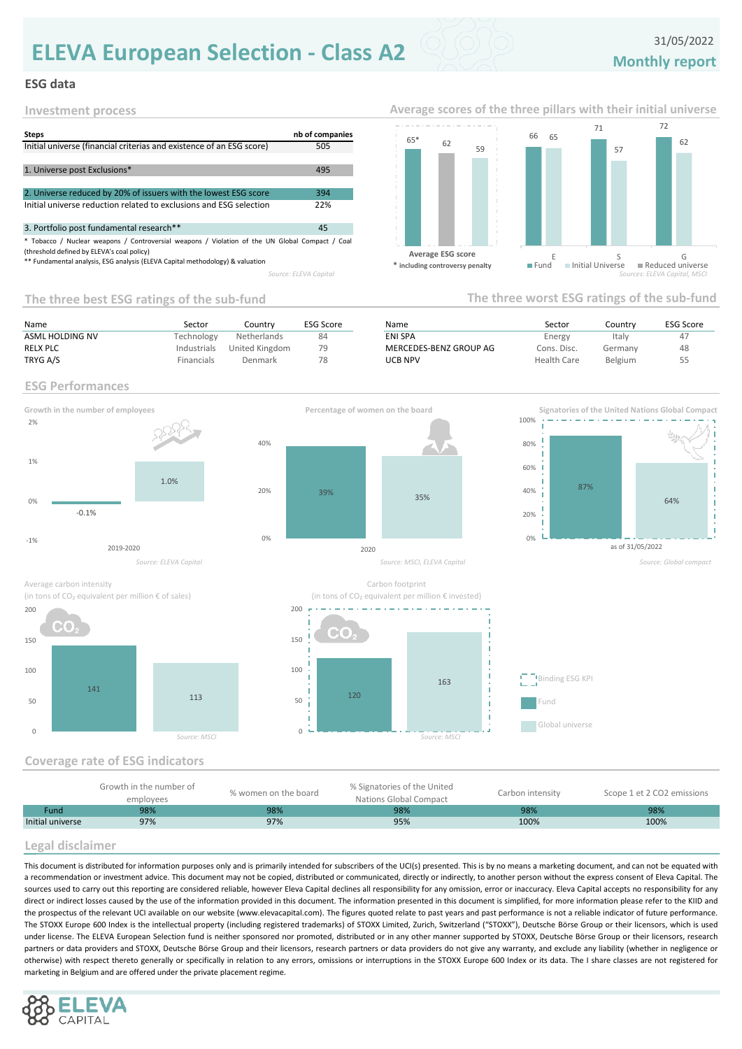# ELEVA European Selection - Class A2

31/05/2022
**Monthly report**

## ESG data

### Investment process

| Steps | nb of companies |
|---|---|
| Initial universe (financial criterias and existence of an ESG score) | 505 |
| 1. Universe post Exclusions* | 495 |
| 2. Universe reduced by 20% of issuers with the lowest ESG score | 394 |
| Initial universe reduction related to exclusions and ESG selection | 22% |
| 3. Portfolio post fundamental research** | 45 |

\* Tobacco / Nuclear weapons / Controversial weapons / Violation of the UN Global Compact / Coal (threshold defined by ELEVA's coal policy)
** Fundamental analysis, ESG analysis (ELEVA Capital methodology) & valuation

*Source: ELEVA Capital*

### Average scores of the three pillars with their initial universe

65*
62
59
Average ESG score
\* including controversy penalty

66
65
71
57
72
62
E
S
G
Fund
Initial Universe
Reduced universe

*Sources: ELEVA Capital, MSCI*

### The three best ESG ratings of the sub-fund

| Name | Sector | Country | ESG Score |
|---|---|---|---|
| ASML HOLDING NV | Technology | Netherlands | 84 |
| RELX PLC | Industrials | United Kingdom | 79 |
| TRYG A/S | Financials | Denmark | 78 |

### The three worst ESG ratings of the sub-fund

| Name | Sector | Country | ESG Score |
|---|---|---|---|
| ENI SPA | Energy | Italy | 47 |
| MERCEDES-BENZ GROUP AG | Cons. Disc. | Germany | 48 |
| UCB NPV | Health Care | Belgium | 55 |

### ESG Performances

Growth in the number of employees
-0.1%
1.0%
2019-2020
*Source: ELEVA Capital*

Percentage of women on the board
39%
35%
2020
*Source: MSCI, ELEVA Capital*

Signatories of the United Nations Global Compact
87%
64%
as of 31/05/2022
*Source: Global compact*

Average carbon intensity
(in tons of $CO_2$ equivalent per million € of sales)
141
113
*Source: MSCI*

Carbon footprint
(in tons of $CO_2$ equivalent per million € invested)
120
163
*Source: MSCI*

Binding ESG KPI
Fund
Global universe

### Coverage rate of ESG indicators

| | Growth in the number of employees | % women on the board | % Signatories of the United Nations Global Compact | Carbon intensity | Scope 1 et 2 CO2 emissions |
|---|---|---|---|---|---|
| Fund | 98% | 98% | 98% | 98% | 98% |
| Initial universe | 97% | 97% | 95% | 100% | 100% |

### Legal disclaimer

This document is distributed for information purposes only and is primarily intended for subscribers of the UCI(s) presented. This is by no means a marketing document, and can not be equated with a recommendation or investment advice. This document may not be copied, distributed or communicated, directly or indirectly, to another person without the express consent of Eleva Capital. The sources used to carry out this reporting are considered reliable, however Eleva Capital declines all responsibility for any omission, error or inaccuracy. Eleva Capital accepts no responsibility for any direct or indirect losses caused by the use of the information provided in this document. The information presented in this document is simplified, for more information please refer to the KIID and the prospectus of the relevant UCI available on our website (www.elevacapital.com). The figures quoted relate to past years and past performance is not a reliable indicator of future performance. The STOXX Europe 600 Index is the intellectual property (including registered trademarks) of STOXX Limited, Zurich, Switzerland ("STOXX"), Deutsche Börse Group or their licensors, which is used under license. The ELEVA European Selection fund is neither sponsored nor promoted, distributed or in any other manner supported by STOXX, Deutsche Börse Group or their licensors, research partners or data providers and STOXX, Deutsche Börse Group and their licensors, research partners or data providers do not give any warranty, and exclude any liability (whether in negligence or otherwise) with respect thereto generally or specifically in relation to any errors, omissions or interruptions in the STOXX Europe 600 Index or its data. The I share classes are not registered for marketing in Belgium and are offered under the private placement regime.

ELEVA CAPITAL